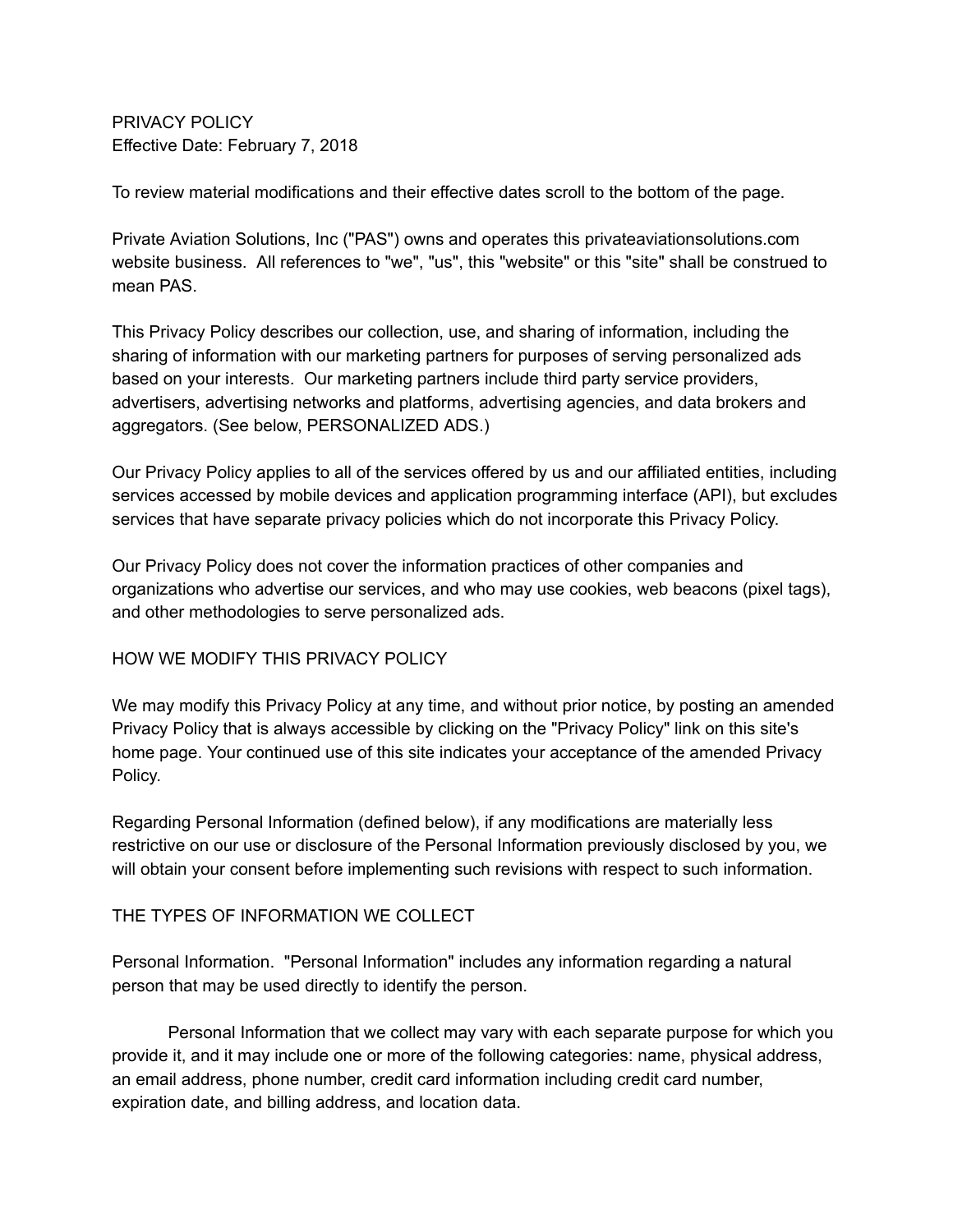# PRIVACY POLICY

Effective Date: February 7, 2018

To review material modifications and their effective dates scroll to the bottom of the page.

Private Aviation Solutions, Inc ("PAS") owns and operates this privateaviationsolutions.com website business. All references to "we", "us", this "website" or this "site" shall be construed to mean PAS.

This Privacy Policy describes our collection, use, and sharing of information, including the sharing of information with our marketing partners for purposes of serving personalized ads based on your interests. Our marketing partners include third party service providers, advertisers, advertising networks and platforms, advertising agencies, and data brokers and aggregators. (See below, PERSONALIZED ADS.)

Our Privacy Policy applies to all of the services offered by us and our affiliated entities, including services accessed by mobile devices and application programming interface (API), but excludes services that have separate privacy policies which do not incorporate this Privacy Policy.

Our Privacy Policy does not cover the information practices of other companies and organizations who advertise our services, and who may use cookies, web beacons (pixel tags), and other methodologies to serve personalized ads.

## HOW WE MODIFY THIS PRIVACY POLICY

We may modify this Privacy Policy at any time, and without prior notice, by posting an amended Privacy Policy that is always accessible by clicking on the "Privacy Policy" link on this site's home page. Your continued use of this site indicates your acceptance of the amended Privacy Policy.

Regarding Personal Information (defined below), if any modifications are materially less restrictive on our use or disclosure of the Personal Information previously disclosed by you, we will obtain your consent before implementing such revisions with respect to such information.

## THE TYPES OF INFORMATION WE COLLECT

Personal Information. "Personal Information" includes any information regarding a natural person that may be used directly to identify the person.

Personal Information that we collect may vary with each separate purpose for which you provide it, and it may include one or more of the following categories: name, physical address, an email address, phone number, credit card information including credit card number, expiration date, and billing address, and location data.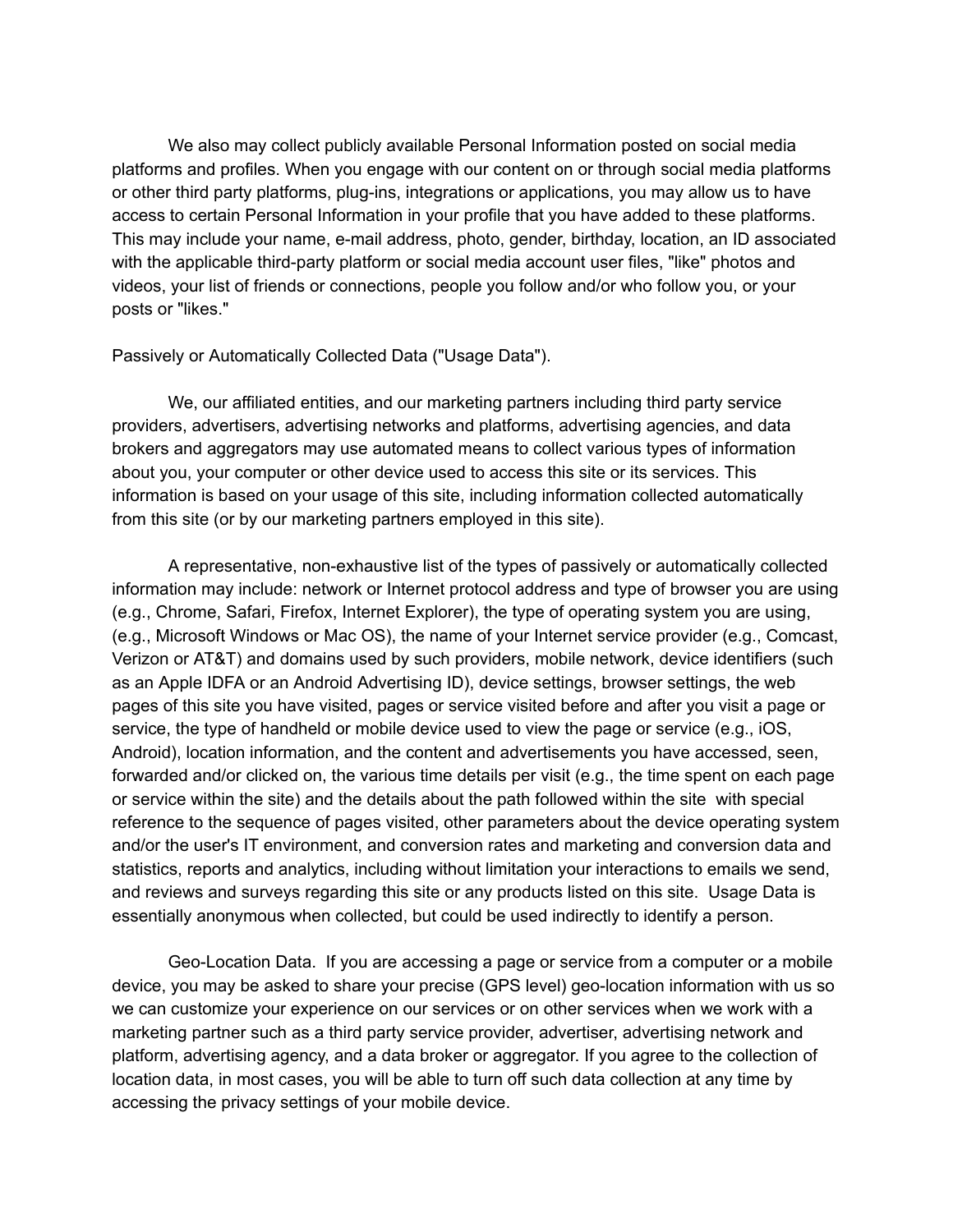We also may collect publicly available Personal Information posted on social media platforms and profiles. When you engage with our content on or through social media platforms or other third party platforms, plug-ins, integrations or applications, you may allow us to have access to certain Personal Information in your profile that you have added to these platforms. This may include your name, e-mail address, photo, gender, birthday, location, an ID associated with the applicable third-party platform or social media account user files, "like" photos and videos, your list of friends or connections, people you follow and/or who follow you, or your posts or "likes."

Passively or Automatically Collected Data ("Usage Data").

We, our affiliated entities, and our marketing partners including third party service providers, advertisers, advertising networks and platforms, advertising agencies, and data brokers and aggregators may use automated means to collect various types of information about you, your computer or other device used to access this site or its services. This information is based on your usage of this site, including information collected automatically from this site (or by our marketing partners employed in this site).

A representative, non-exhaustive list of the types of passively or automatically collected information may include: network or Internet protocol address and type of browser you are using (e.g., Chrome, Safari, Firefox, Internet Explorer), the type of operating system you are using, (e.g., Microsoft Windows or Mac OS), the name of your Internet service provider (e.g., Comcast, Verizon or AT&T) and domains used by such providers, mobile network, device identifiers (such as an Apple IDFA or an Android Advertising ID), device settings, browser settings, the web pages of this site you have visited, pages or service visited before and after you visit a page or service, the type of handheld or mobile device used to view the page or service (e.g., iOS, Android), location information, and the content and advertisements you have accessed, seen, forwarded and/or clicked on, the various time details per visit (e.g., the time spent on each page or service within the site) and the details about the path followed within the site with special reference to the sequence of pages visited, other parameters about the device operating system and/or the user's IT environment, and conversion rates and marketing and conversion data and statistics, reports and analytics, including without limitation your interactions to emails we send, and reviews and surveys regarding this site or any products listed on this site. Usage Data is essentially anonymous when collected, but could be used indirectly to identify a person.

Geo-Location Data. If you are accessing a page or service from a computer or a mobile device, you may be asked to share your precise (GPS level) geo-location information with us so we can customize your experience on our services or on other services when we work with a marketing partner such as a third party service provider, advertiser, advertising network and platform, advertising agency, and a data broker or aggregator. If you agree to the collection of location data, in most cases, you will be able to turn off such data collection at any time by accessing the privacy settings of your mobile device.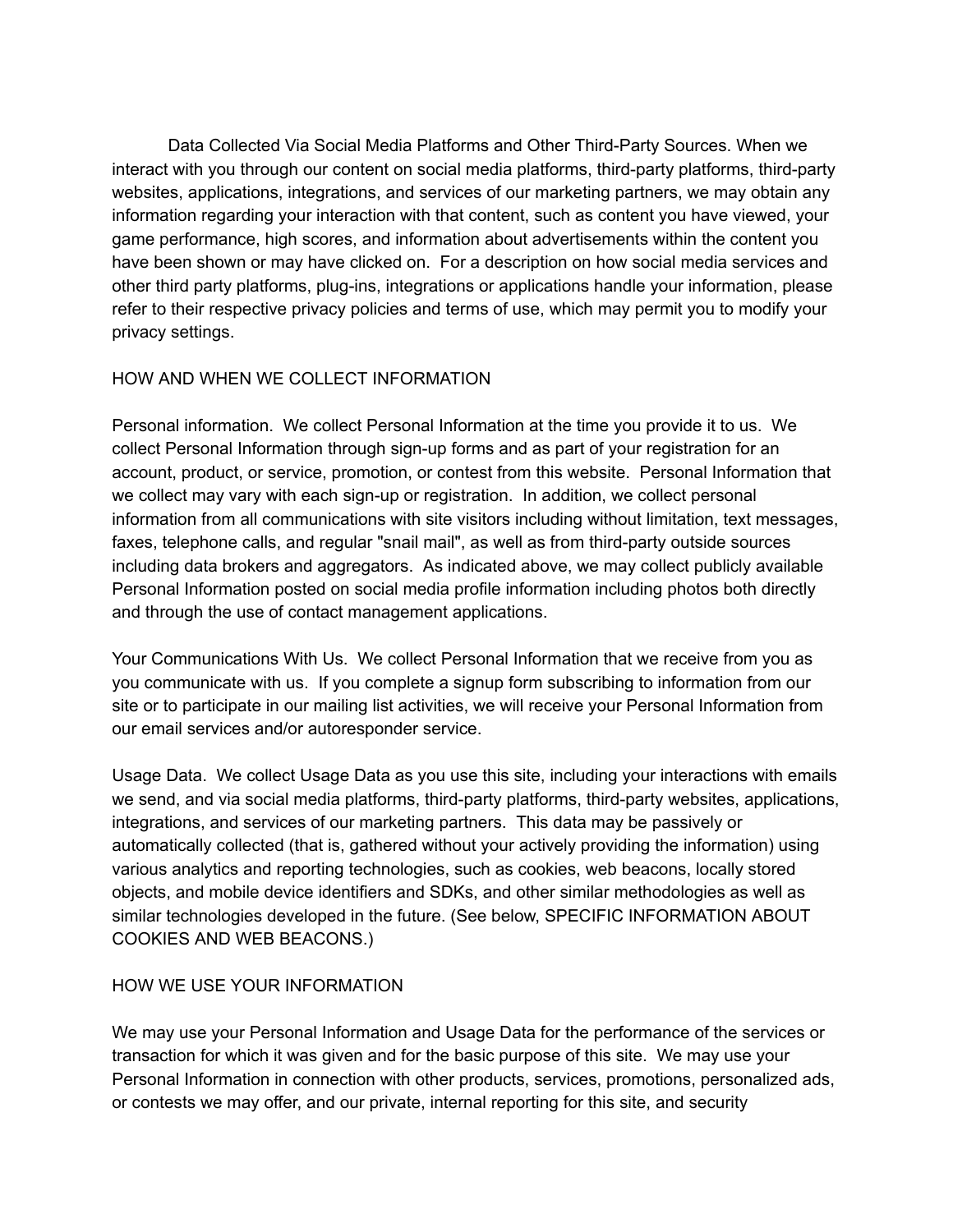Data Collected Via Social Media Platforms and Other Third-Party Sources. When we interact with you through our content on social media platforms, third-party platforms, third-party websites, applications, integrations, and services of our marketing partners, we may obtain any information regarding your interaction with that content, such as content you have viewed, your game performance, high scores, and information about advertisements within the content you have been shown or may have clicked on. For a description on how social media services and other third party platforms, plug-ins, integrations or applications handle your information, please refer to their respective privacy policies and terms of use, which may permit you to modify your privacy settings.

## HOW AND WHEN WE COLLECT INFORMATION

Personal information. We collect Personal Information at the time you provide it to us. We collect Personal Information through sign-up forms and as part of your registration for an account, product, or service, promotion, or contest from this website. Personal Information that we collect may vary with each sign-up or registration. In addition, we collect personal information from all communications with site visitors including without limitation, text messages, faxes, telephone calls, and regular "snail mail", as well as from third-party outside sources including data brokers and aggregators. As indicated above, we may collect publicly available Personal Information posted on social media profile information including photos both directly and through the use of contact management applications.

Your Communications With Us. We collect Personal Information that we receive from you as you communicate with us. If you complete a signup form subscribing to information from our site or to participate in our mailing list activities, we will receive your Personal Information from our email services and/or autoresponder service.

Usage Data. We collect Usage Data as you use this site, including your interactions with emails we send, and via social media platforms, third-party platforms, third-party websites, applications, integrations, and services of our marketing partners. This data may be passively or automatically collected (that is, gathered without your actively providing the information) using various analytics and reporting technologies, such as cookies, web beacons, locally stored objects, and mobile device identifiers and SDKs, and other similar methodologies as well as similar technologies developed in the future. (See below, SPECIFIC INFORMATION ABOUT COOKIES AND WEB BEACONS.)

## HOW WE USE YOUR INFORMATION

We may use your Personal Information and Usage Data for the performance of the services or transaction for which it was given and for the basic purpose of this site. We may use your Personal Information in connection with other products, services, promotions, personalized ads, or contests we may offer, and our private, internal reporting for this site, and security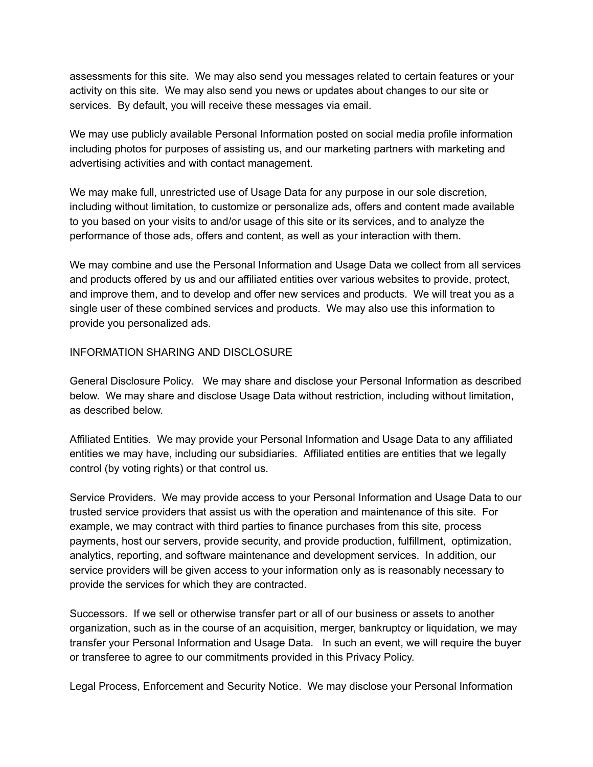assessments for this site. We may also send you messages related to certain features or your activity on this site. We may also send you news or updates about changes to our site or services. By default, you will receive these messages via email.

We may use publicly available Personal Information posted on social media profile information including photos for purposes of assisting us, and our marketing partners with marketing and advertising activities and with contact management.

We may make full, unrestricted use of Usage Data for any purpose in our sole discretion, including without limitation, to customize or personalize ads, offers and content made available to you based on your visits to and/or usage of this site or its services, and to analyze the performance of those ads, offers and content, as well as your interaction with them.

We may combine and use the Personal Information and Usage Data we collect from all services and products offered by us and our affiliated entities over various websites to provide, protect, and improve them, and to develop and offer new services and products. We will treat you as a single user of these combined services and products. We may also use this information to provide you personalized ads.

## INFORMATION SHARING AND DISCLOSURE

General Disclosure Policy. We may share and disclose your Personal Information as described below. We may share and disclose Usage Data without restriction, including without limitation, as described below.

Affiliated Entities. We may provide your Personal Information and Usage Data to any affiliated entities we may have, including our subsidiaries. Affiliated entities are entities that we legally control (by voting rights) or that control us.

Service Providers. We may provide access to your Personal Information and Usage Data to our trusted service providers that assist us with the operation and maintenance of this site. For example, we may contract with third parties to finance purchases from this site, process payments, host our servers, provide security, and provide production, fulfillment, optimization, analytics, reporting, and software maintenance and development services. In addition, our service providers will be given access to your information only as is reasonably necessary to provide the services for which they are contracted.

Successors. If we sell or otherwise transfer part or all of our business or assets to another organization, such as in the course of an acquisition, merger, bankruptcy or liquidation, we may transfer your Personal Information and Usage Data. In such an event, we will require the buyer or transferee to agree to our commitments provided in this Privacy Policy.

Legal Process, Enforcement and Security Notice. We may disclose your Personal Information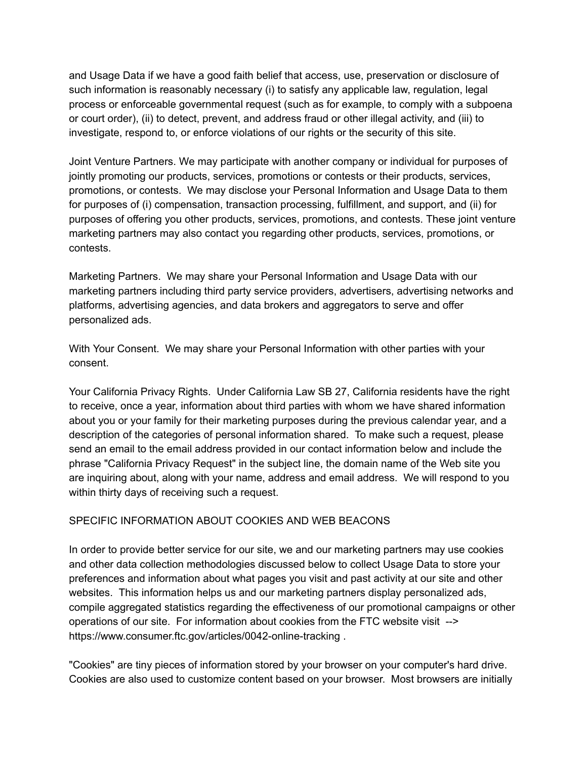and Usage Data if we have a good faith belief that access, use, preservation or disclosure of such information is reasonably necessary (i) to satisfy any applicable law, regulation, legal process or enforceable governmental request (such as for example, to comply with a subpoena or court order), (ii) to detect, prevent, and address fraud or other illegal activity, and (iii) to investigate, respond to, or enforce violations of our rights or the security of this site.

Joint Venture Partners. We may participate with another company or individual for purposes of jointly promoting our products, services, promotions or contests or their products, services, promotions, or contests. We may disclose your Personal Information and Usage Data to them for purposes of (i) compensation, transaction processing, fulfillment, and support, and (ii) for purposes of offering you other products, services, promotions, and contests. These joint venture marketing partners may also contact you regarding other products, services, promotions, or contests.

Marketing Partners. We may share your Personal Information and Usage Data with our marketing partners including third party service providers, advertisers, advertising networks and platforms, advertising agencies, and data brokers and aggregators to serve and offer personalized ads.

With Your Consent. We may share your Personal Information with other parties with your consent.

Your California Privacy Rights. Under California Law SB 27, California residents have the right to receive, once a year, information about third parties with whom we have shared information about you or your family for their marketing purposes during the previous calendar year, and a description of the categories of personal information shared. To make such a request, please send an email to the email address provided in our contact information below and include the phrase "California Privacy Request" in the subject line, the domain name of the Web site you are inquiring about, along with your name, address and email address. We will respond to you within thirty days of receiving such a request.

SPECIFIC INFORMATION ABOUT COOKIES AND WEB BEACONS

In order to provide better service for our site, we and our marketing partners may use cookies and other data collection methodologies discussed below to collect Usage Data to store your preferences and information about what pages you visit and past activity at our site and other websites. This information helps us and our marketing partners display personalized ads, compile aggregated statistics regarding the effectiveness of our promotional campaigns or other operations of our site. For information about cookies from the FTC website visit --> https://www.consumer.ftc.gov/articles/0042-online-tracking .

"Cookies" are tiny pieces of information stored by your browser on your computer's hard drive. Cookies are also used to customize content based on your browser. Most browsers are initially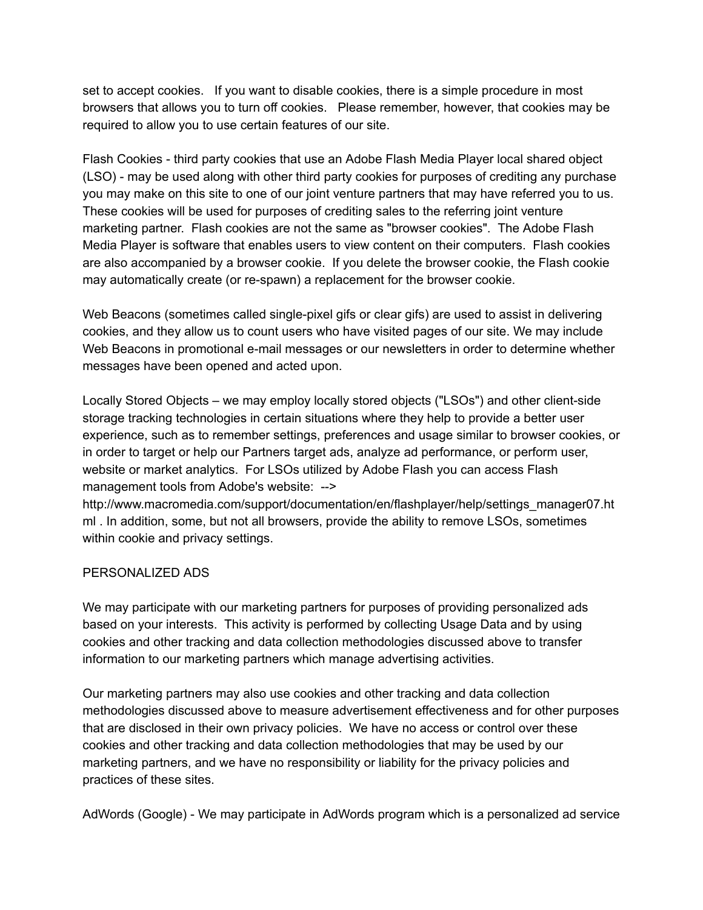set to accept cookies. If you want to disable cookies, there is a simple procedure in most browsers that allows you to turn off cookies. Please remember, however, that cookies may be required to allow you to use certain features of our site.

Flash Cookies - third party cookies that use an Adobe Flash Media Player local shared object (LSO) - may be used along with other third party cookies for purposes of crediting any purchase you may make on this site to one of our joint venture partners that may have referred you to us. These cookies will be used for purposes of crediting sales to the referring joint venture marketing partner. Flash cookies are not the same as "browser cookies". The Adobe Flash Media Player is software that enables users to view content on their computers. Flash cookies are also accompanied by a browser cookie. If you delete the browser cookie, the Flash cookie may automatically create (or re-spawn) a replacement for the browser cookie.

Web Beacons (sometimes called single-pixel gifs or clear gifs) are used to assist in delivering cookies, and they allow us to count users who have visited pages of our site. We may include Web Beacons in promotional e-mail messages or our newsletters in order to determine whether messages have been opened and acted upon.

Locally Stored Objects – we may employ locally stored objects ("LSOs") and other client-side storage tracking technologies in certain situations where they help to provide a better user experience, such as to remember settings, preferences and usage similar to browser cookies, or in order to target or help our Partners target ads, analyze ad performance, or perform user, website or market analytics. For LSOs utilized by Adobe Flash you can access Flash management tools from Adobe's website: --> http://www.macromedia.com/support/documentation/en/flashplayer/help/settings_manager07.html . In addition, some, but not all browsers, provide the ability to remove LSOs, sometimes within cookie and privacy settings.

PERSONALIZED ADS

We may participate with our marketing partners for purposes of providing personalized ads based on your interests. This activity is performed by collecting Usage Data and by using cookies and other tracking and data collection methodologies discussed above to transfer information to our marketing partners which manage advertising activities.

Our marketing partners may also use cookies and other tracking and data collection methodologies discussed above to measure advertisement effectiveness and for other purposes that are disclosed in their own privacy policies. We have no access or control over these cookies and other tracking and data collection methodologies that may be used by our marketing partners, and we have no responsibility or liability for the privacy policies and practices of these sites.

AdWords (Google) - We may participate in AdWords program which is a personalized ad service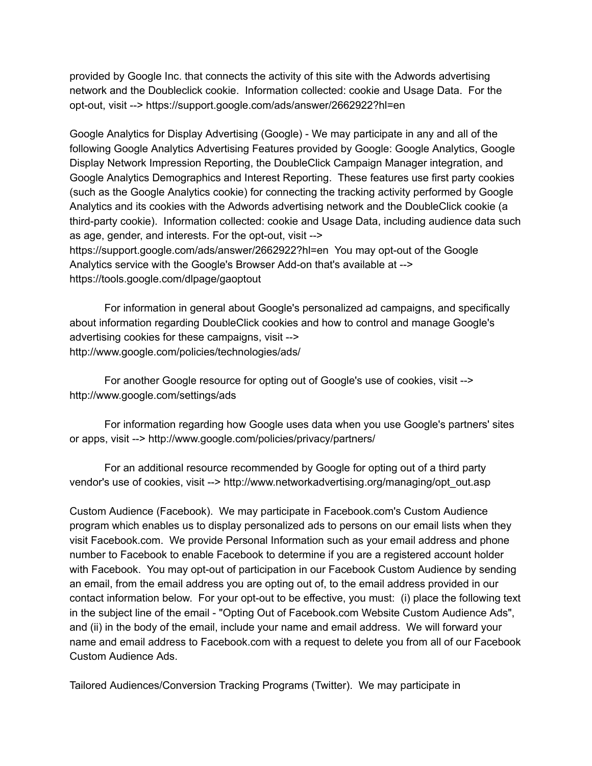provided by Google Inc. that connects the activity of this site with the Adwords advertising network and the Doubleclick cookie. Information collected: cookie and Usage Data. For the opt-out, visit --> https://support.google.com/ads/answer/2662922?hl=en

Google Analytics for Display Advertising (Google) - We may participate in any and all of the following Google Analytics Advertising Features provided by Google: Google Analytics, Google Display Network Impression Reporting, the DoubleClick Campaign Manager integration, and Google Analytics Demographics and Interest Reporting. These features use first party cookies (such as the Google Analytics cookie) for connecting the tracking activity performed by Google Analytics and its cookies with the Adwords advertising network and the DoubleClick cookie (a third-party cookie). Information collected: cookie and Usage Data, including audience data such as age, gender, and interests. For the opt-out, visit --> https://support.google.com/ads/answer/2662922?hl=en You may opt-out of the Google Analytics service with the Google's Browser Add-on that's available at --> https://tools.google.com/dlpage/gaoptout

For information in general about Google's personalized ad campaigns, and specifically about information regarding DoubleClick cookies and how to control and manage Google's advertising cookies for these campaigns, visit --> http://www.google.com/policies/technologies/ads/

For another Google resource for opting out of Google's use of cookies, visit --> http://www.google.com/settings/ads

For information regarding how Google uses data when you use Google's partners' sites or apps, visit --> http://www.google.com/policies/privacy/partners/

For an additional resource recommended by Google for opting out of a third party vendor's use of cookies, visit --> http://www.networkadvertising.org/managing/opt_out.asp

Custom Audience (Facebook). We may participate in Facebook.com's Custom Audience program which enables us to display personalized ads to persons on our email lists when they visit Facebook.com. We provide Personal Information such as your email address and phone number to Facebook to enable Facebook to determine if you are a registered account holder with Facebook. You may opt-out of participation in our Facebook Custom Audience by sending an email, from the email address you are opting out of, to the email address provided in our contact information below. For your opt-out to be effective, you must: (i) place the following text in the subject line of the email - "Opting Out of Facebook.com Website Custom Audience Ads", and (ii) in the body of the email, include your name and email address. We will forward your name and email address to Facebook.com with a request to delete you from all of our Facebook Custom Audience Ads.

Tailored Audiences/Conversion Tracking Programs (Twitter). We may participate in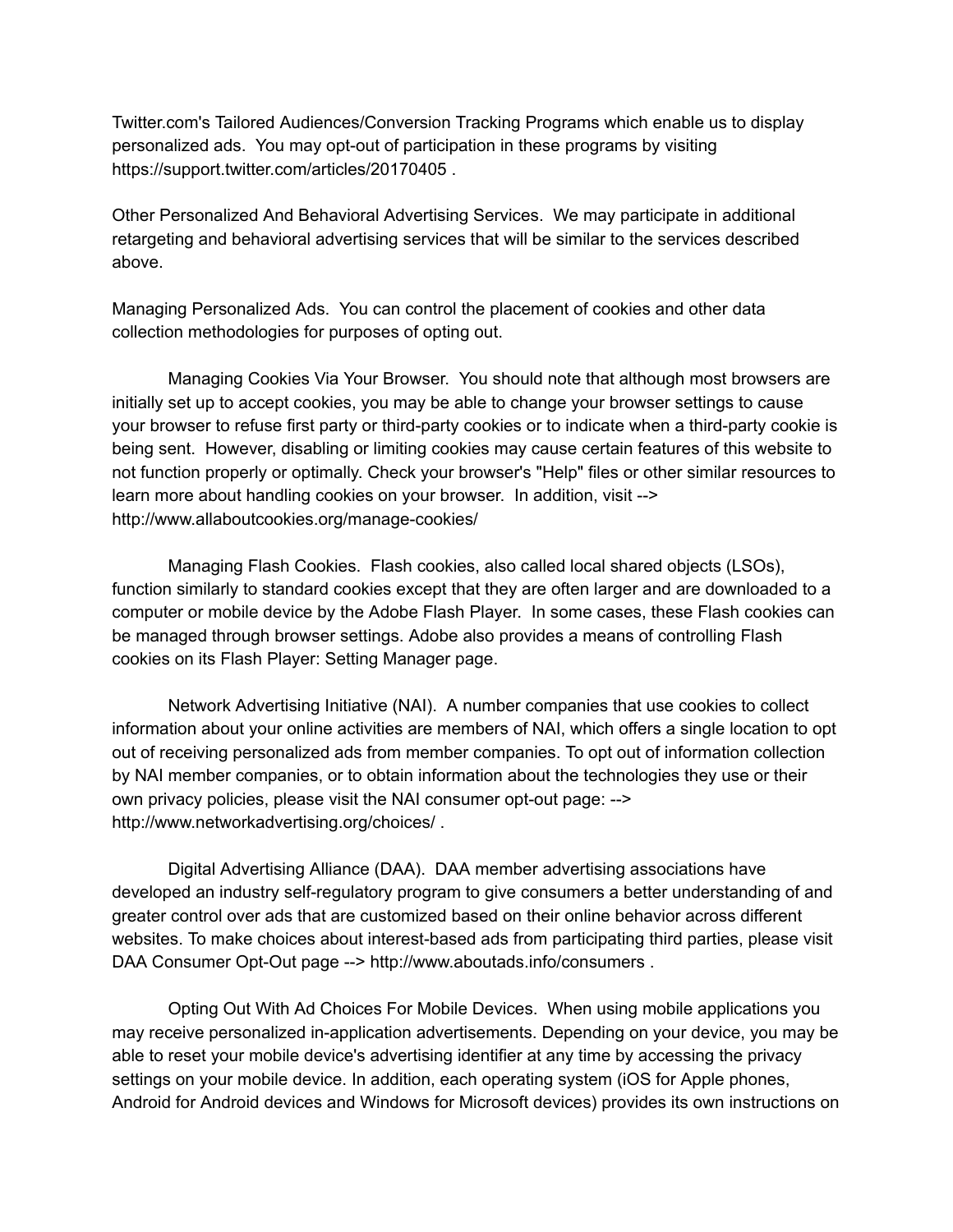Twitter.com's Tailored Audiences/Conversion Tracking Programs which enable us to display personalized ads. You may opt-out of participation in these programs by visiting https://support.twitter.com/articles/20170405 .

Other Personalized And Behavioral Advertising Services. We may participate in additional retargeting and behavioral advertising services that will be similar to the services described above.

Managing Personalized Ads. You can control the placement of cookies and other data collection methodologies for purposes of opting out.

Managing Cookies Via Your Browser. You should note that although most browsers are initially set up to accept cookies, you may be able to change your browser settings to cause your browser to refuse first party or third-party cookies or to indicate when a third-party cookie is being sent. However, disabling or limiting cookies may cause certain features of this website to not function properly or optimally. Check your browser's "Help" files or other similar resources to learn more about handling cookies on your browser. In addition, visit --> http://www.allaboutcookies.org/manage-cookies/

Managing Flash Cookies. Flash cookies, also called local shared objects (LSOs), function similarly to standard cookies except that they are often larger and are downloaded to a computer or mobile device by the Adobe Flash Player. In some cases, these Flash cookies can be managed through browser settings. Adobe also provides a means of controlling Flash cookies on its Flash Player: Setting Manager page.

Network Advertising Initiative (NAI). A number companies that use cookies to collect information about your online activities are members of NAI, which offers a single location to opt out of receiving personalized ads from member companies. To opt out of information collection by NAI member companies, or to obtain information about the technologies they use or their own privacy policies, please visit the NAI consumer opt-out page: --> http://www.networkadvertising.org/choices/ .

Digital Advertising Alliance (DAA). DAA member advertising associations have developed an industry self-regulatory program to give consumers a better understanding of and greater control over ads that are customized based on their online behavior across different websites. To make choices about interest-based ads from participating third parties, please visit DAA Consumer Opt-Out page --> http://www.aboutads.info/consumers .

Opting Out With Ad Choices For Mobile Devices. When using mobile applications you may receive personalized in-application advertisements. Depending on your device, you may be able to reset your mobile device's advertising identifier at any time by accessing the privacy settings on your mobile device. In addition, each operating system (iOS for Apple phones, Android for Android devices and Windows for Microsoft devices) provides its own instructions on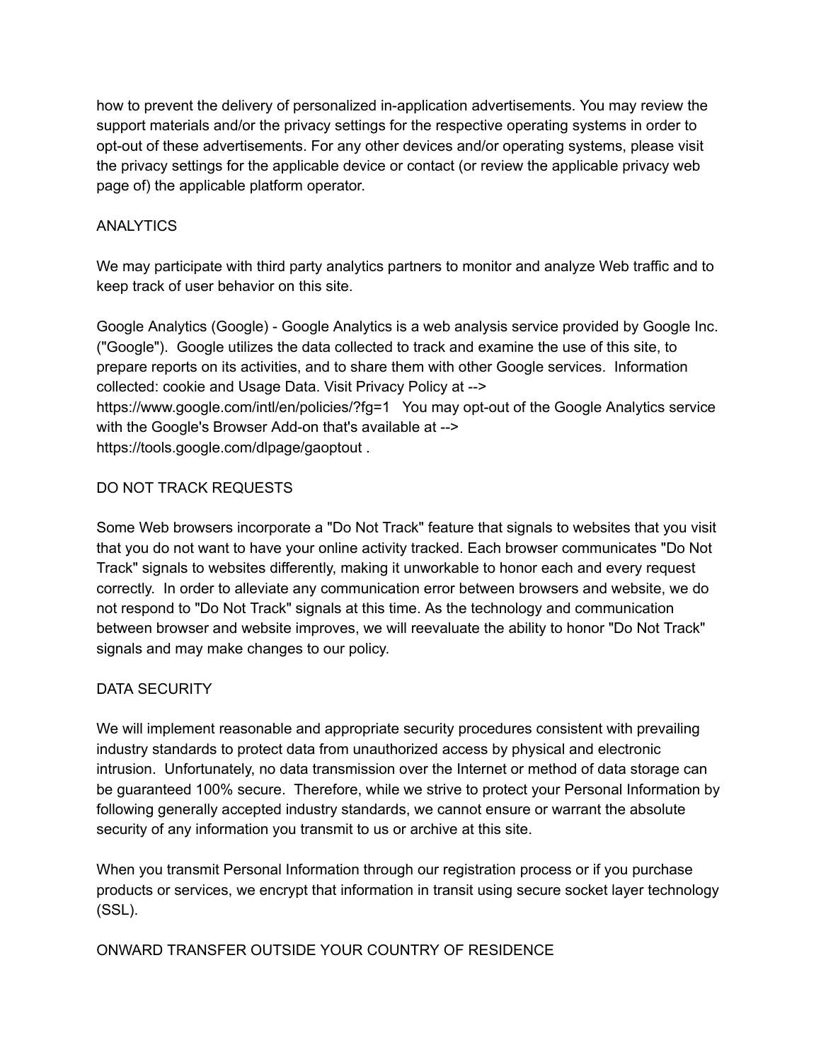how to prevent the delivery of personalized in-application advertisements. You may review the support materials and/or the privacy settings for the respective operating systems in order to opt-out of these advertisements. For any other devices and/or operating systems, please visit the privacy settings for the applicable device or contact (or review the applicable privacy web page of) the applicable platform operator.

## ANALYTICS

We may participate with third party analytics partners to monitor and analyze Web traffic and to keep track of user behavior on this site.

Google Analytics (Google) - Google Analytics is a web analysis service provided by Google Inc. ("Google"). Google utilizes the data collected to track and examine the use of this site, to prepare reports on its activities, and to share them with other Google services. Information collected: cookie and Usage Data. Visit Privacy Policy at --> https://www.google.com/intl/en/policies/?fg=1 You may opt-out of the Google Analytics service with the Google's Browser Add-on that's available at --> https://tools.google.com/dlpage/gaoptout .

## DO NOT TRACK REQUESTS

Some Web browsers incorporate a "Do Not Track" feature that signals to websites that you visit that you do not want to have your online activity tracked. Each browser communicates "Do Not Track" signals to websites differently, making it unworkable to honor each and every request correctly. In order to alleviate any communication error between browsers and website, we do not respond to "Do Not Track" signals at this time. As the technology and communication between browser and website improves, we will reevaluate the ability to honor "Do Not Track" signals and may make changes to our policy.

## DATA SECURITY

We will implement reasonable and appropriate security procedures consistent with prevailing industry standards to protect data from unauthorized access by physical and electronic intrusion. Unfortunately, no data transmission over the Internet or method of data storage can be guaranteed 100% secure. Therefore, while we strive to protect your Personal Information by following generally accepted industry standards, we cannot ensure or warrant the absolute security of any information you transmit to us or archive at this site.

When you transmit Personal Information through our registration process or if you purchase products or services, we encrypt that information in transit using secure socket layer technology (SSL).

## ONWARD TRANSFER OUTSIDE YOUR COUNTRY OF RESIDENCE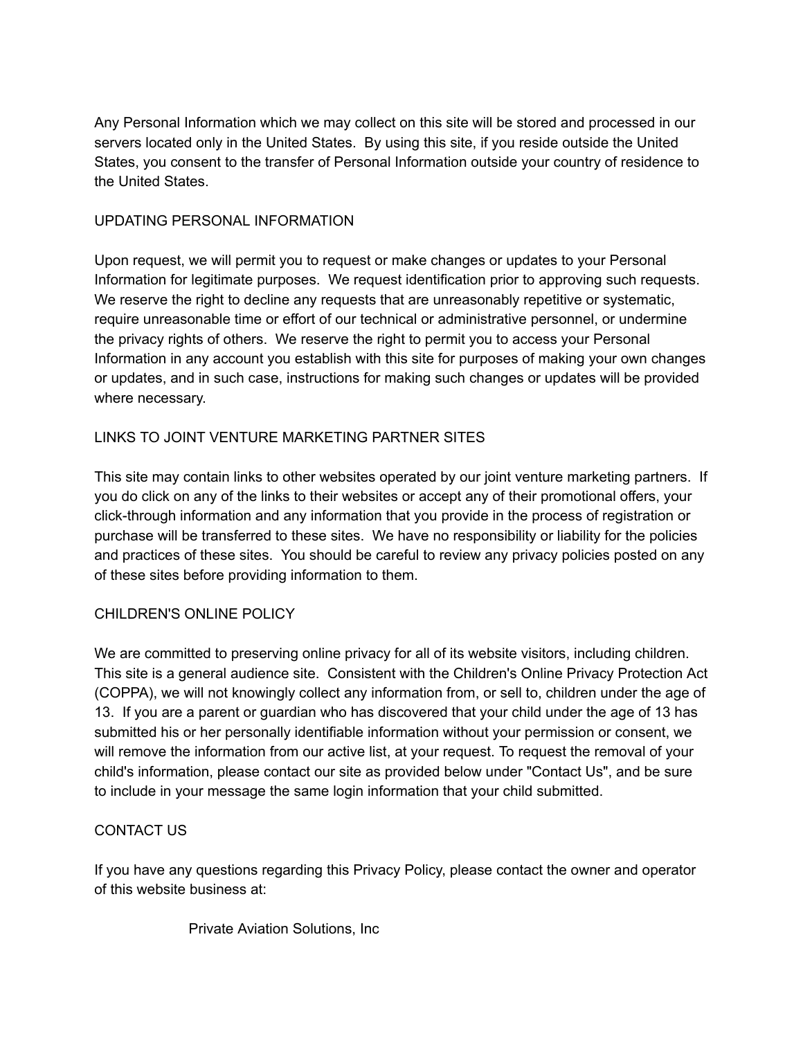Any Personal Information which we may collect on this site will be stored and processed in our servers located only in the United States. By using this site, if you reside outside the United States, you consent to the transfer of Personal Information outside your country of residence to the United States.

## UPDATING PERSONAL INFORMATION

Upon request, we will permit you to request or make changes or updates to your Personal Information for legitimate purposes. We request identification prior to approving such requests. We reserve the right to decline any requests that are unreasonably repetitive or systematic, require unreasonable time or effort of our technical or administrative personnel, or undermine the privacy rights of others. We reserve the right to permit you to access your Personal Information in any account you establish with this site for purposes of making your own changes or updates, and in such case, instructions for making such changes or updates will be provided where necessary.

## LINKS TO JOINT VENTURE MARKETING PARTNER SITES

This site may contain links to other websites operated by our joint venture marketing partners. If you do click on any of the links to their websites or accept any of their promotional offers, your click-through information and any information that you provide in the process of registration or purchase will be transferred to these sites. We have no responsibility or liability for the policies and practices of these sites. You should be careful to review any privacy policies posted on any of these sites before providing information to them.

## CHILDREN'S ONLINE POLICY

We are committed to preserving online privacy for all of its website visitors, including children. This site is a general audience site. Consistent with the Children's Online Privacy Protection Act (COPPA), we will not knowingly collect any information from, or sell to, children under the age of 13. If you are a parent or guardian who has discovered that your child under the age of 13 has submitted his or her personally identifiable information without your permission or consent, we will remove the information from our active list, at your request. To request the removal of your child's information, please contact our site as provided below under "Contact Us", and be sure to include in your message the same login information that your child submitted.

## CONTACT US

If you have any questions regarding this Privacy Policy, please contact the owner and operator of this website business at:

Private Aviation Solutions, Inc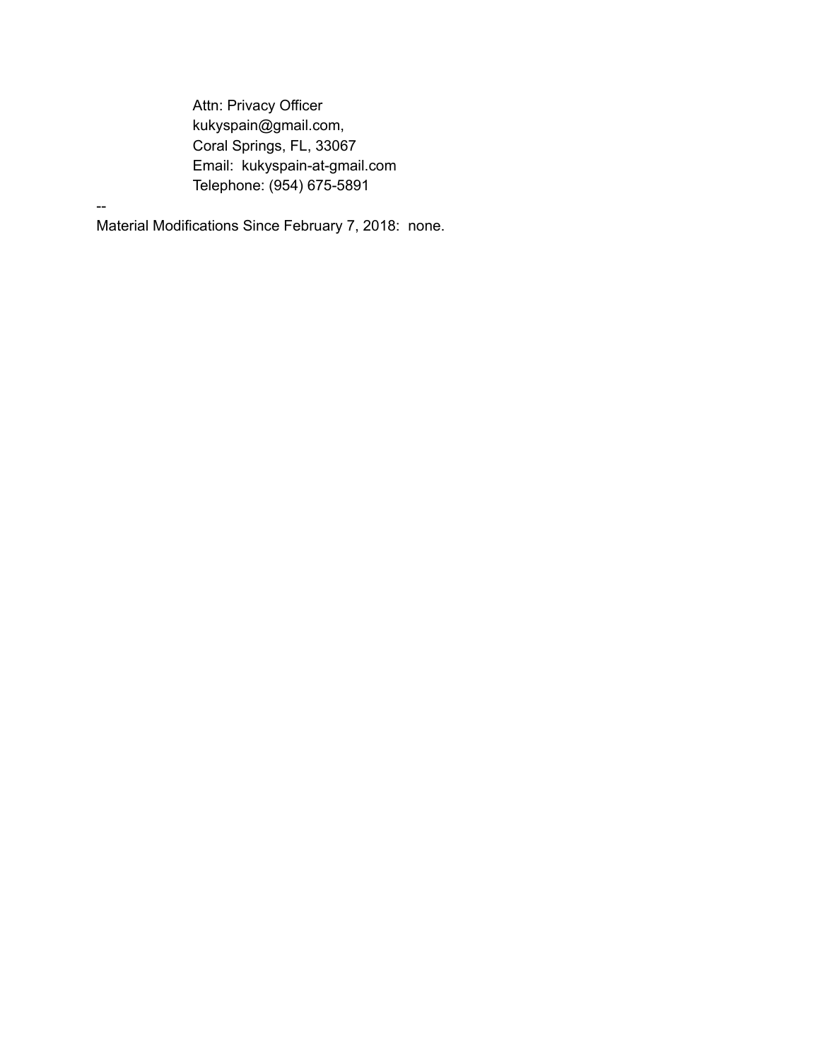Attn: Privacy Officer
kukyspain@gmail.com,
Coral Springs, FL, 33067
Email: kukyspain-at-gmail.com
Telephone: (954) 675-5891

--

Material Modifications Since February 7, 2018: none.